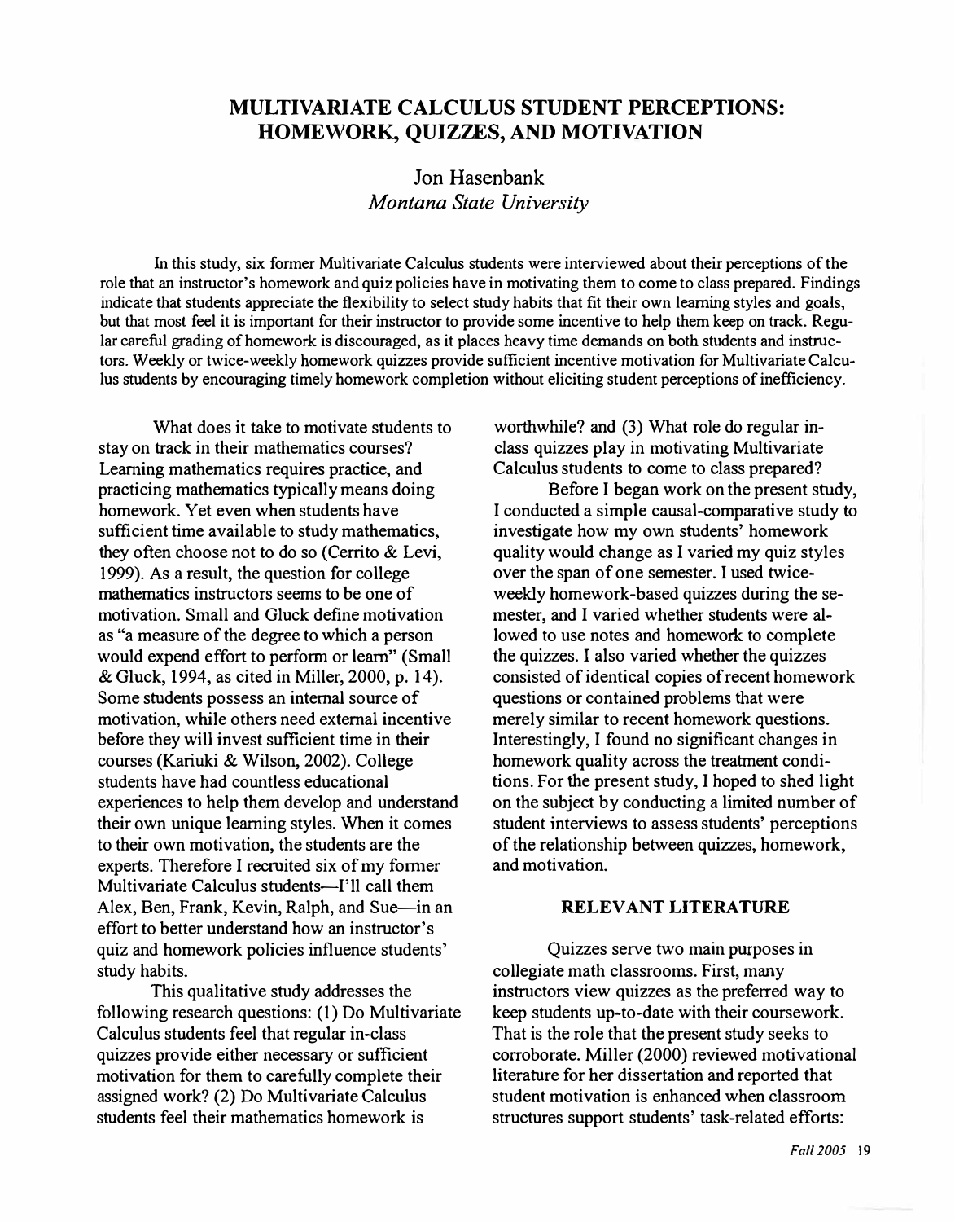# MULTIVARIATE CALCULUS STUDENT PERCEPTIONS: HOMEWORK, QUIZZES, AND MOTIVATION

Jon Hasenbank
*Montana State University*

In this study, six former Multivariate Calculus students were interviewed about their perceptions of the role that an instructor's homework and quiz policies have in motivating them to come to class prepared. Findings indicate that students appreciate the flexibility to select study habits that fit their own learning styles and goals, but that most feel it is important for their instructor to provide some incentive to help them keep on track. Regular careful grading of homework is discouraged, as it places heavy time demands on both students and instructors. Weekly or twice-weekly homework quizzes provide sufficient incentive motivation for Multivariate Calculus students by encouraging timely homework completion without eliciting student perceptions of inefficiency.

What does it take to motivate students to stay on track in their mathematics courses? Learning mathematics requires practice, and practicing mathematics typically means doing homework. Yet even when students have sufficient time available to study mathematics, they often choose not to do so (Cerrito & Levi, 1999). As a result, the question for college mathematics instructors seems to be one of motivation. Small and Gluck define motivation as "a measure of the degree to which a person would expend effort to perform or learn" (Small & Gluck, 1994, as cited in Miller, 2000, p. 14). Some students possess an internal source of motivation, while others need external incentive before they will invest sufficient time in their courses (Kariuki & Wilson, 2002). College students have had countless educational experiences to help them develop and understand their own unique learning styles. When it comes to their own motivation, the students are the experts. Therefore I recruited six of my former Multivariate Calculus students—I'll call them Alex, Ben, Frank, Kevin, Ralph, and Sue—in an effort to better understand how an instructor's quiz and homework policies influence students' study habits.

This qualitative study addresses the following research questions: (1) Do Multivariate Calculus students feel that regular in-class quizzes provide either necessary or sufficient motivation for them to carefully complete their assigned work? (2) Do Multivariate Calculus students feel their mathematics homework is worthwhile? and (3) What role do regular in-class quizzes play in motivating Multivariate Calculus students to come to class prepared?

Before I began work on the present study, I conducted a simple causal-comparative study to investigate how my own students' homework quality would change as I varied my quiz styles over the span of one semester. I used twice-weekly homework-based quizzes during the semester, and I varied whether students were allowed to use notes and homework to complete the quizzes. I also varied whether the quizzes consisted of identical copies of recent homework questions or contained problems that were merely similar to recent homework questions. Interestingly, I found no significant changes in homework quality across the treatment conditions. For the present study, I hoped to shed light on the subject by conducting a limited number of student interviews to assess students' perceptions of the relationship between quizzes, homework, and motivation.

## RELEVANT LITERATURE

Quizzes serve two main purposes in collegiate math classrooms. First, many instructors view quizzes as the preferred way to keep students up-to-date with their coursework. That is the role that the present study seeks to corroborate. Miller (2000) reviewed motivational literature for her dissertation and reported that student motivation is enhanced when classroom structures support students' task-related efforts: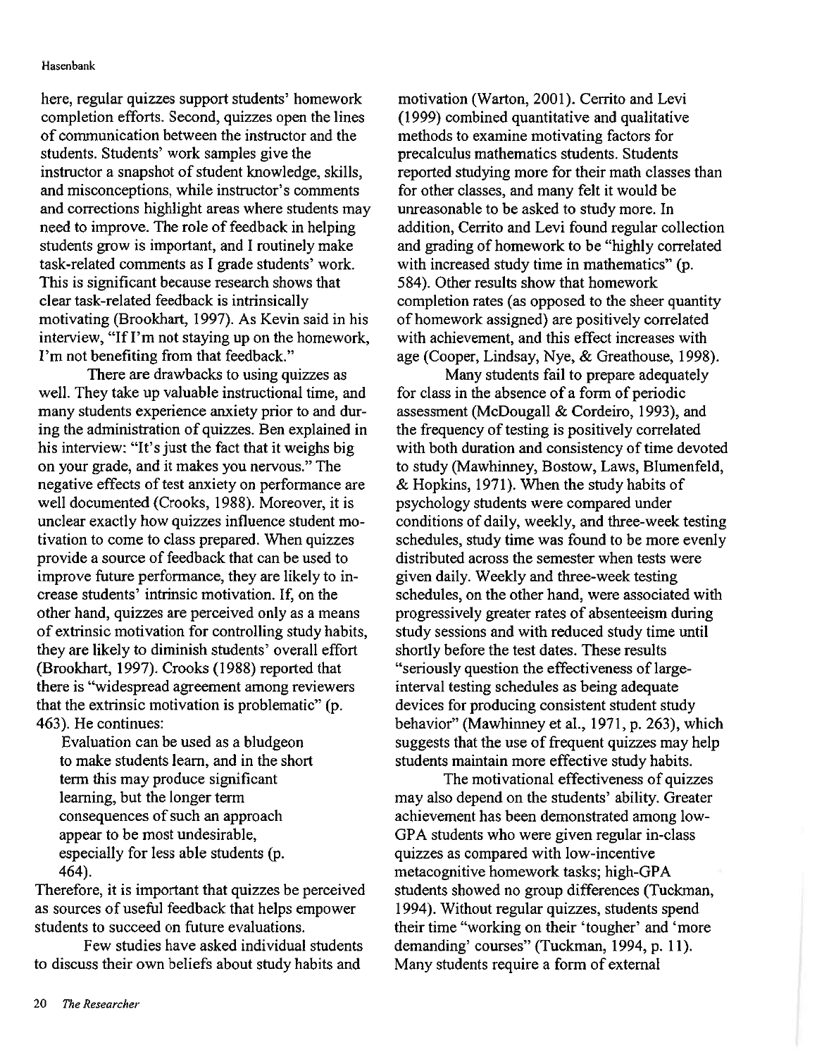here, regular quizzes support students' homework completion efforts. Second, quizzes open the lines of communication between the instructor and the students. Students' work samples give the instructor a snapshot of student knowledge, skills, and misconceptions, while instructor's comments and corrections highlight areas where students may need to improve. The role of feedback in helping students grow is important, and I routinely make task-related comments as I grade students' work. This is significant because research shows that clear task-related feedback is intrinsically motivating (Brookhart, 1997). As Kevin said in his interview, "If I'm not staying up on the homework, I'm not benefiting from that feedback."

There are drawbacks to using quizzes as well. They take up valuable instructional time, and many students experience anxiety prior to and during the administration of quizzes. Ben explained in his interview: "It's just the fact that it weighs big on your grade, and it makes you nervous." The negative effects of test anxiety on performance are well documented (Crooks, 1988). Moreover, it is unclear exactly how quizzes influence student motivation to come to class prepared. When quizzes provide a source of feedback that can be used to improve future performance, they are likely to increase students' intrinsic motivation. If, on the other hand, quizzes are perceived only as a means of extrinsic motivation for controlling study habits, they are likely to diminish students' overall effort (Brookhart, 1997). Crooks (1988) reported that there is "widespread agreement among reviewers that the extrinsic motivation is problematic" (p. 463). He continues:

> Evaluation can be used as a bludgeon to make students learn, and in the short term this may produce significant learning, but the longer term consequences of such an approach appear to be most undesirable, especially for less able students (p. 464).

Therefore, it is important that quizzes be perceived as sources of useful feedback that helps empower students to succeed on future evaluations.

Few studies have asked individual students to discuss their own beliefs about study habits and motivation (Warton, 2001). Cerrito and Levi (1999) combined quantitative and qualitative methods to examine motivating factors for precalculus mathematics students. Students reported studying more for their math classes than for other classes, and many felt it would be unreasonable to be asked to study more. In addition, Cerrito and Levi found regular collection and grading of homework to be "highly correlated with increased study time in mathematics" (p. 584). Other results show that homework completion rates (as opposed to the sheer quantity of homework assigned) are positively correlated with achievement, and this effect increases with age (Cooper, Lindsay, Nye, & Greathouse, 1998).

Many students fail to prepare adequately for class in the absence of a form of periodic assessment (McDougall & Cordeiro, 1993), and the frequency of testing is positively correlated with both duration and consistency of time devoted to study (Mawhinney, Bostow, Laws, Blumenfeld, & Hopkins, 1971). When the study habits of psychology students were compared under conditions of daily, weekly, and three-week testing schedules, study time was found to be more evenly distributed across the semester when tests were given daily. Weekly and three-week testing schedules, on the other hand, were associated with progressively greater rates of absenteeism during study sessions and with reduced study time until shortly before the test dates. These results "seriously question the effectiveness of large-interval testing schedules as being adequate devices for producing consistent student study behavior" (Mawhinney et al., 1971, p. 263), which suggests that the use of frequent quizzes may help students maintain more effective study habits.

The motivational effectiveness of quizzes may also depend on the students' ability. Greater achievement has been demonstrated among low-GPA students who were given regular in-class quizzes as compared with low-incentive metacognitive homework tasks; high-GPA students showed no group differences (Tuckman, 1994). Without regular quizzes, students spend their time "working on their 'tougher' and 'more demanding' courses" (Tuckman, 1994, p. 11). Many students require a form of external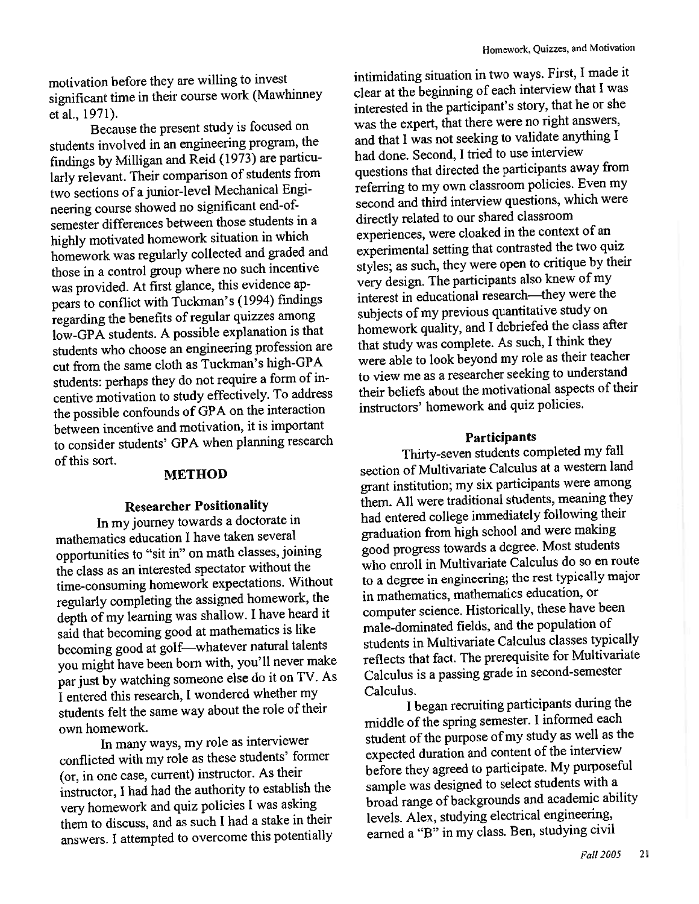motivation before they are willing to invest significant time in their course work (Mawhinney et al., 1971).

Because the present study is focused on students involved in an engineering program, the findings by Milligan and Reid (1973) are particularly relevant. Their comparison of students from two sections of a junior-level Mechanical Engineering course showed no significant end-of-semester differences between those students in a highly motivated homework situation in which homework was regularly collected and graded and those in a control group where no such incentive was provided. At first glance, this evidence appears to conflict with Tuckman's (1994) findings regarding the benefits of regular quizzes among low-GPA students. A possible explanation is that students who choose an engineering profession are cut from the same cloth as Tuckman's high-GPA students: perhaps they do not require a form of incentive motivation to study effectively. To address the possible confounds of GPA on the interaction between incentive and motivation, it is important to consider students' GPA when planning research of this sort.

## METHOD

### Researcher Positionality

In my journey towards a doctorate in mathematics education I have taken several opportunities to "sit in" on math classes, joining the class as an interested spectator without the time-consuming homework expectations. Without regularly completing the assigned homework, the depth of my learning was shallow. I have heard it said that becoming good at mathematics is like becoming good at golf—whatever natural talents you might have been born with, you'll never make par just by watching someone else do it on TV. As I entered this research, I wondered whether my students felt the same way about the role of their own homework.

In many ways, my role as interviewer conflicted with my role as these students' former (or, in one case, current) instructor. As their instructor, I had had the authority to establish the very homework and quiz policies I was asking them to discuss, and as such I had a stake in their answers. I attempted to overcome this potentially intimidating situation in two ways. First, I made it clear at the beginning of each interview that I was interested in the participant's story, that he or she was the expert, that there were no right answers, and that I was not seeking to validate anything I had done. Second, I tried to use interview questions that directed the participants away from referring to my own classroom policies. Even my second and third interview questions, which were directly related to our shared classroom experiences, were cloaked in the context of an experimental setting that contrasted the two quiz styles; as such, they were open to critique by their very design. The participants also knew of my interest in educational research—they were the subjects of my previous quantitative study on homework quality, and I debriefed the class after that study was complete. As such, I think they were able to look beyond my role as their teacher to view me as a researcher seeking to understand their beliefs about the motivational aspects of their instructors' homework and quiz policies.

### Participants

Thirty-seven students completed my fall section of Multivariate Calculus at a western land grant institution; my six participants were among them. All were traditional students, meaning they had entered college immediately following their graduation from high school and were making good progress towards a degree. Most students who enroll in Multivariate Calculus do so en route to a degree in engineering; the rest typically major in mathematics, mathematics education, or computer science. Historically, these have been male-dominated fields, and the population of students in Multivariate Calculus classes typically reflects that fact. The prerequisite for Multivariate Calculus is a passing grade in second-semester Calculus.

I began recruiting participants during the middle of the spring semester. I informed each student of the purpose of my study as well as the expected duration and content of the interview before they agreed to participate. My purposeful sample was designed to select students with a broad range of backgrounds and academic ability levels. Alex, studying electrical engineering, earned a "B" in my class. Ben, studying civil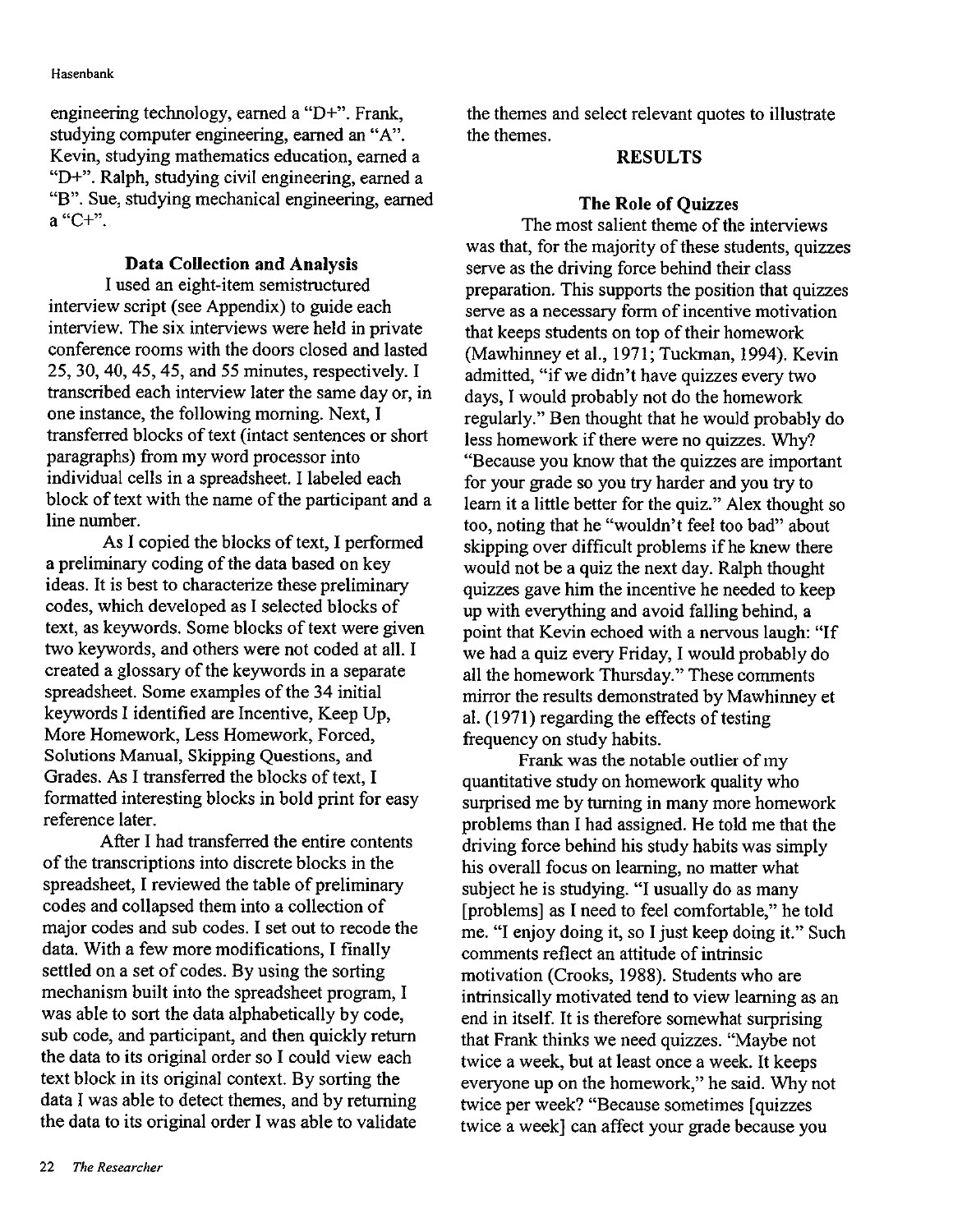engineering technology, earned a "D+". Frank, studying computer engineering, earned an "A". Kevin, studying mathematics education, earned a "D+". Ralph, studying civil engineering, earned a "B". Sue, studying mechanical engineering, earned a "C+".

### Data Collection and Analysis

I used an eight-item semistructured interview script (see Appendix) to guide each interview. The six interviews were held in private conference rooms with the doors closed and lasted 25, 30, 40, 45, 45, and 55 minutes, respectively. I transcribed each interview later the same day or, in one instance, the following morning. Next, I transferred blocks of text (intact sentences or short paragraphs) from my word processor into individual cells in a spreadsheet. I labeled each block of text with the name of the participant and a line number.

As I copied the blocks of text, I performed a preliminary coding of the data based on key ideas. It is best to characterize these preliminary codes, which developed as I selected blocks of text, as keywords. Some blocks of text were given two keywords, and others were not coded at all. I created a glossary of the keywords in a separate spreadsheet. Some examples of the 34 initial keywords I identified are Incentive, Keep Up, More Homework, Less Homework, Forced, Solutions Manual, Skipping Questions, and Grades. As I transferred the blocks of text, I formatted interesting blocks in bold print for easy reference later.

After I had transferred the entire contents of the transcriptions into discrete blocks in the spreadsheet, I reviewed the table of preliminary codes and collapsed them into a collection of major codes and sub codes. I set out to recode the data. With a few more modifications, I finally settled on a set of codes. By using the sorting mechanism built into the spreadsheet program, I was able to sort the data alphabetically by code, sub code, and participant, and then quickly return the data to its original order so I could view each text block in its original context. By sorting the data I was able to detect themes, and by returning the data to its original order I was able to validate the themes and select relevant quotes to illustrate the themes.

## RESULTS

### The Role of Quizzes

The most salient theme of the interviews was that, for the majority of these students, quizzes serve as the driving force behind their class preparation. This supports the position that quizzes serve as a necessary form of incentive motivation that keeps students on top of their homework (Mawhinney et al., 1971; Tuckman, 1994). Kevin admitted, "if we didn't have quizzes every two days, I would probably not do the homework regularly." Ben thought that he would probably do less homework if there were no quizzes. Why? "Because you know that the quizzes are important for your grade so you try harder and you try to learn it a little better for the quiz." Alex thought so too, noting that he "wouldn't feel too bad" about skipping over difficult problems if he knew there would not be a quiz the next day. Ralph thought quizzes gave him the incentive he needed to keep up with everything and avoid falling behind, a point that Kevin echoed with a nervous laugh: "If we had a quiz every Friday, I would probably do all the homework Thursday." These comments mirror the results demonstrated by Mawhinney et al. (1971) regarding the effects of testing frequency on study habits.

Frank was the notable outlier of my quantitative study on homework quality who surprised me by turning in many more homework problems than I had assigned. He told me that the driving force behind his study habits was simply his overall focus on learning, no matter what subject he is studying. "I usually do as many [problems] as I need to feel comfortable," he told me. "I enjoy doing it, so I just keep doing it." Such comments reflect an attitude of intrinsic motivation (Crooks, 1988). Students who are intrinsically motivated tend to view learning as an end in itself. It is therefore somewhat surprising that Frank thinks we need quizzes. "Maybe not twice a week, but at least once a week. It keeps everyone up on the homework," he said. Why not twice per week? "Because sometimes [quizzes twice a week] can affect your grade because you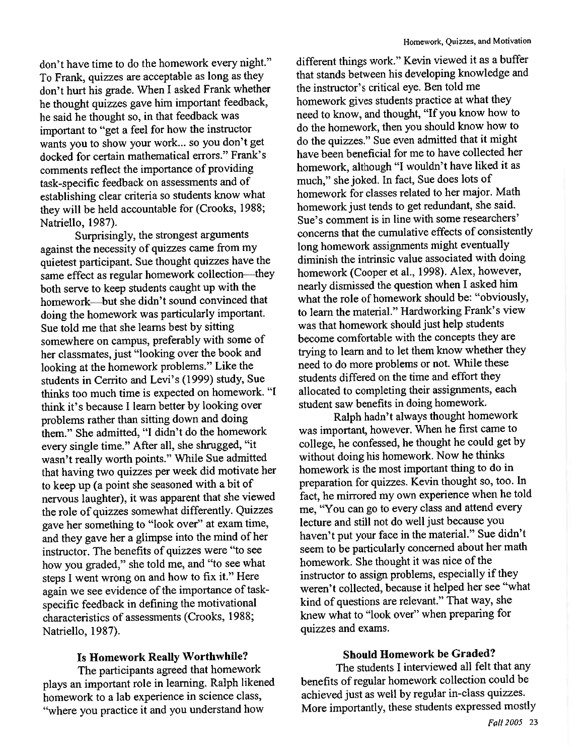don't have time to do the homework every night." To Frank, quizzes are acceptable as long as they don't hurt his grade. When I asked Frank whether he thought quizzes gave him important feedback, he said he thought so, in that feedback was important to "get a feel for how the instructor wants you to show your work... so you don't get docked for certain mathematical errors." Frank's comments reflect the importance of providing task-specific feedback on assessments and of establishing clear criteria so students know what they will be held accountable for (Crooks, 1988; Natriello, 1987).

Surprisingly, the strongest arguments against the necessity of quizzes came from my quietest participant. Sue thought quizzes have the same effect as regular homework collection—they both serve to keep students caught up with the homework—but she didn't sound convinced that doing the homework was particularly important. Sue told me that she learns best by sitting somewhere on campus, preferably with some of her classmates, just "looking over the book and looking at the homework problems." Like the students in Cerrito and Levi's (1999) study, Sue thinks too much time is expected on homework. "I think it's because I learn better by looking over problems rather than sitting down and doing them." She admitted, "I didn't do the homework every single time." After all, she shrugged, "it wasn't really worth points." While Sue admitted that having two quizzes per week did motivate her to keep up (a point she seasoned with a bit of nervous laughter), it was apparent that she viewed the role of quizzes somewhat differently. Quizzes gave her something to "look over" at exam time, and they gave her a glimpse into the mind of her instructor. The benefits of quizzes were "to see how you graded," she told me, and "to see what steps I went wrong on and how to fix it." Here again we see evidence of the importance of task-specific feedback in defining the motivational characteristics of assessments (Crooks, 1988; Natriello, 1987).

### Is Homework Really Worthwhile?

The participants agreed that homework plays an important role in learning. Ralph likened homework to a lab experience in science class, "where you practice it and you understand how different things work." Kevin viewed it as a buffer that stands between his developing knowledge and the instructor's critical eye. Ben told me homework gives students practice at what they need to know, and thought, "If you know how to do the homework, then you should know how to do the quizzes." Sue even admitted that it might have been beneficial for me to have collected her homework, although "I wouldn't have liked it as much," she joked. In fact, Sue does lots of homework for classes related to her major. Math homework just tends to get redundant, she said. Sue's comment is in line with some researchers' concerns that the cumulative effects of consistently long homework assignments might eventually diminish the intrinsic value associated with doing homework (Cooper et al., 1998). Alex, however, nearly dismissed the question when I asked him what the role of homework should be: "obviously, to learn the material." Hardworking Frank's view was that homework should just help students become comfortable with the concepts they are trying to learn and to let them know whether they need to do more problems or not. While these students differed on the time and effort they allocated to completing their assignments, each student saw benefits in doing homework.

Ralph hadn't always thought homework was important, however. When he first came to college, he confessed, he thought he could get by without doing his homework. Now he thinks homework is the most important thing to do in preparation for quizzes. Kevin thought so, too. In fact, he mirrored my own experience when he told me, "You can go to every class and attend every lecture and still not do well just because you haven't put your face in the material." Sue didn't seem to be particularly concerned about her math homework. She thought it was nice of the instructor to assign problems, especially if they weren't collected, because it helped her see "what kind of questions are relevant." That way, she knew what to "look over" when preparing for quizzes and exams.

### Should Homework be Graded?

The students I interviewed all felt that any benefits of regular homework collection could be achieved just as well by regular in-class quizzes. More importantly, these students expressed mostly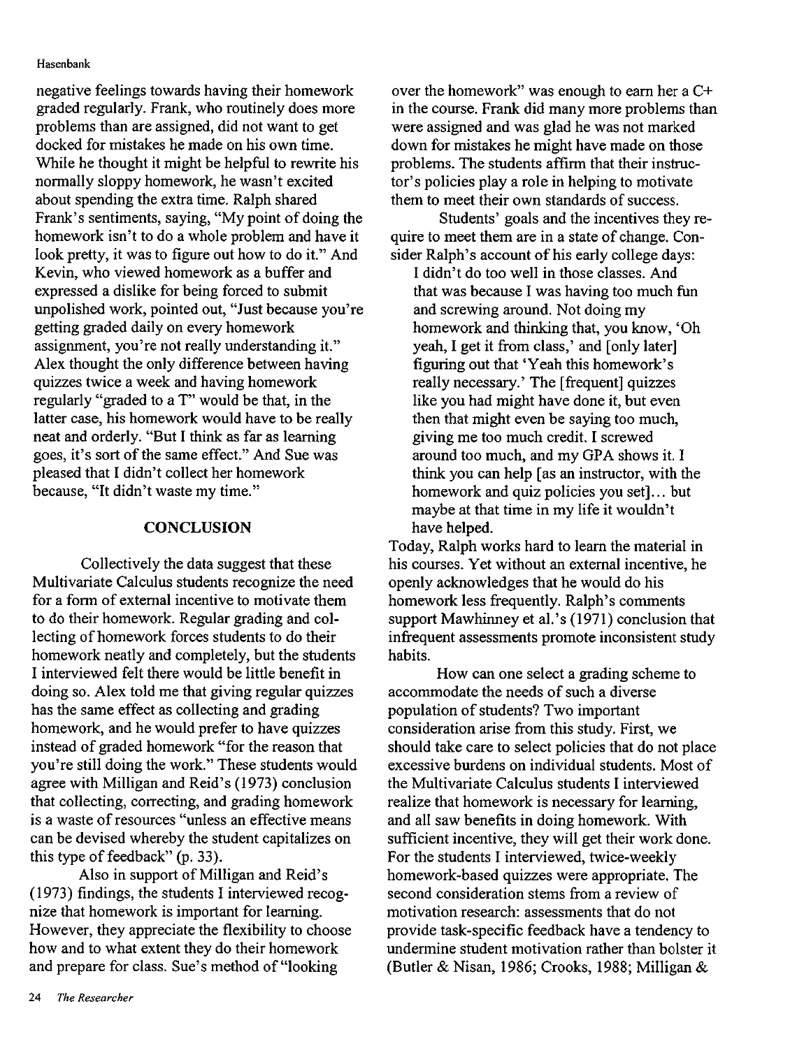negative feelings towards having their homework graded regularly. Frank, who routinely does more problems than are assigned, did not want to get docked for mistakes he made on his own time. While he thought it might be helpful to rewrite his normally sloppy homework, he wasn't excited about spending the extra time. Ralph shared Frank's sentiments, saying, "My point of doing the homework isn't to do a whole problem and have it look pretty, it was to figure out how to do it." And Kevin, who viewed homework as a buffer and expressed a dislike for being forced to submit unpolished work, pointed out, "Just because you're getting graded daily on every homework assignment, you're not really understanding it." Alex thought the only difference between having quizzes twice a week and having homework regularly "graded to a T" would be that, in the latter case, his homework would have to be really neat and orderly. "But I think as far as learning goes, it's sort of the same effect." And Sue was pleased that I didn't collect her homework because, "It didn't waste my time."

## CONCLUSION

Collectively the data suggest that these Multivariate Calculus students recognize the need for a form of external incentive to motivate them to do their homework. Regular grading and collecting of homework forces students to do their homework neatly and completely, but the students I interviewed felt there would be little benefit in doing so. Alex told me that giving regular quizzes has the same effect as collecting and grading homework, and he would prefer to have quizzes instead of graded homework "for the reason that you're still doing the work." These students would agree with Milligan and Reid's (1973) conclusion that collecting, correcting, and grading homework is a waste of resources "unless an effective means can be devised whereby the student capitalizes on this type of feedback" (p. 33).

Also in support of Milligan and Reid's (1973) findings, the students I interviewed recognize that homework is important for learning. However, they appreciate the flexibility to choose how and to what extent they do their homework and prepare for class. Sue's method of "looking over the homework" was enough to earn her a C+ in the course. Frank did many more problems than were assigned and was glad he was not marked down for mistakes he might have made on those problems. The students affirm that their instructor's policies play a role in helping to motivate them to meet their own standards of success.

Students' goals and the incentives they require to meet them are in a state of change. Consider Ralph's account of his early college days:

> I didn't do too well in those classes. And that was because I was having too much fun and screwing around. Not doing my homework and thinking that, you know, 'Oh yeah, I get it from class,' and [only later] figuring out that 'Yeah this homework's really necessary.' The [frequent] quizzes like you had might have done it, but even then that might even be saying too much, giving me too much credit. I screwed around too much, and my GPA shows it. I think you can help [as an instructor, with the homework and quiz policies you set]... but maybe at that time in my life it wouldn't have helped.

Today, Ralph works hard to learn the material in his courses. Yet without an external incentive, he openly acknowledges that he would do his homework less frequently. Ralph's comments support Mawhinney et al.'s (1971) conclusion that infrequent assessments promote inconsistent study habits.

How can one select a grading scheme to accommodate the needs of such a diverse population of students? Two important consideration arise from this study. First, we should take care to select policies that do not place excessive burdens on individual students. Most of the Multivariate Calculus students I interviewed realize that homework is necessary for learning, and all saw benefits in doing homework. With sufficient incentive, they will get their work done. For the students I interviewed, twice-weekly homework-based quizzes were appropriate. The second consideration stems from a review of motivation research: assessments that do not provide task-specific feedback have a tendency to undermine student motivation rather than bolster it (Butler & Nisan, 1986; Crooks, 1988; Milligan &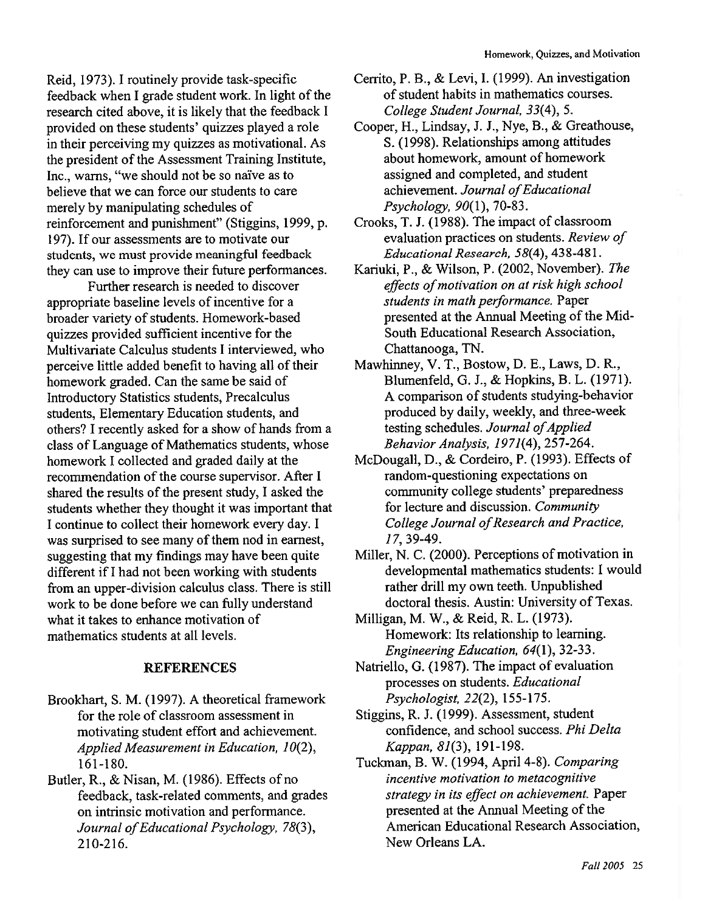Reid, 1973). I routinely provide task-specific feedback when I grade student work. In light of the research cited above, it is likely that the feedback I provided on these students' quizzes played a role in their perceiving my quizzes as motivational. As the president of the Assessment Training Institute, Inc., warns, "we should not be so naïve as to believe that we can force our students to care merely by manipulating schedules of reinforcement and punishment" (Stiggins, 1999, p. 197). If our assessments are to motivate our students, we must provide meaningful feedback they can use to improve their future performances.

Further research is needed to discover appropriate baseline levels of incentive for a broader variety of students. Homework-based quizzes provided sufficient incentive for the Multivariate Calculus students I interviewed, who perceive little added benefit to having all of their homework graded. Can the same be said of Introductory Statistics students, Precalculus students, Elementary Education students, and others? I recently asked for a show of hands from a class of Language of Mathematics students, whose homework I collected and graded daily at the recommendation of the course supervisor. After I shared the results of the present study, I asked the students whether they thought it was important that I continue to collect their homework every day. I was surprised to see many of them nod in earnest, suggesting that my findings may have been quite different if I had not been working with students from an upper-division calculus class. There is still work to be done before we can fully understand what it takes to enhance motivation of mathematics students at all levels.

## REFERENCES

Brookhart, S. M. (1997). A theoretical framework for the role of classroom assessment in motivating student effort and achievement. *Applied Measurement in Education, 10*(2), 161-180.

Butler, R., & Nisan, M. (1986). Effects of no feedback, task-related comments, and grades on intrinsic motivation and performance. *Journal of Educational Psychology, 78*(3), 210-216.

Cerrito, P. B., & Levi, I. (1999). An investigation of student habits in mathematics courses. *College Student Journal, 33*(4), 5.

Cooper, H., Lindsay, J. J., Nye, B., & Greathouse, S. (1998). Relationships among attitudes about homework, amount of homework assigned and completed, and student achievement. *Journal of Educational Psychology, 90*(1), 70-83.

Crooks, T. J. (1988). The impact of classroom evaluation practices on students. *Review of Educational Research, 58*(4), 438-481.

Kariuki, P., & Wilson, P. (2002, November). *The effects of motivation on at risk high school students in math performance.* Paper presented at the Annual Meeting of the Mid-South Educational Research Association, Chattanooga, TN.

Mawhinney, V. T., Bostow, D. E., Laws, D. R., Blumenfeld, G. J., & Hopkins, B. L. (1971). A comparison of students studying-behavior produced by daily, weekly, and three-week testing schedules. *Journal of Applied Behavior Analysis, 1971*(4), 257-264.

McDougall, D., & Cordeiro, P. (1993). Effects of random-questioning expectations on community college students' preparedness for lecture and discussion. *Community College Journal of Research and Practice, 17*, 39-49.

Miller, N. C. (2000). Perceptions of motivation in developmental mathematics students: I would rather drill my own teeth. Unpublished doctoral thesis. Austin: University of Texas.

Milligan, M. W., & Reid, R. L. (1973). Homework: Its relationship to learning. *Engineering Education, 64*(1), 32-33.

Natriello, G. (1987). The impact of evaluation processes on students. *Educational Psychologist, 22*(2), 155-175.

Stiggins, R. J. (1999). Assessment, student confidence, and school success. *Phi Delta Kappan, 81*(3), 191-198.

Tuckman, B. W. (1994, April 4-8). *Comparing incentive motivation to metacognitive strategy in its effect on achievement.* Paper presented at the Annual Meeting of the American Educational Research Association, New Orleans LA.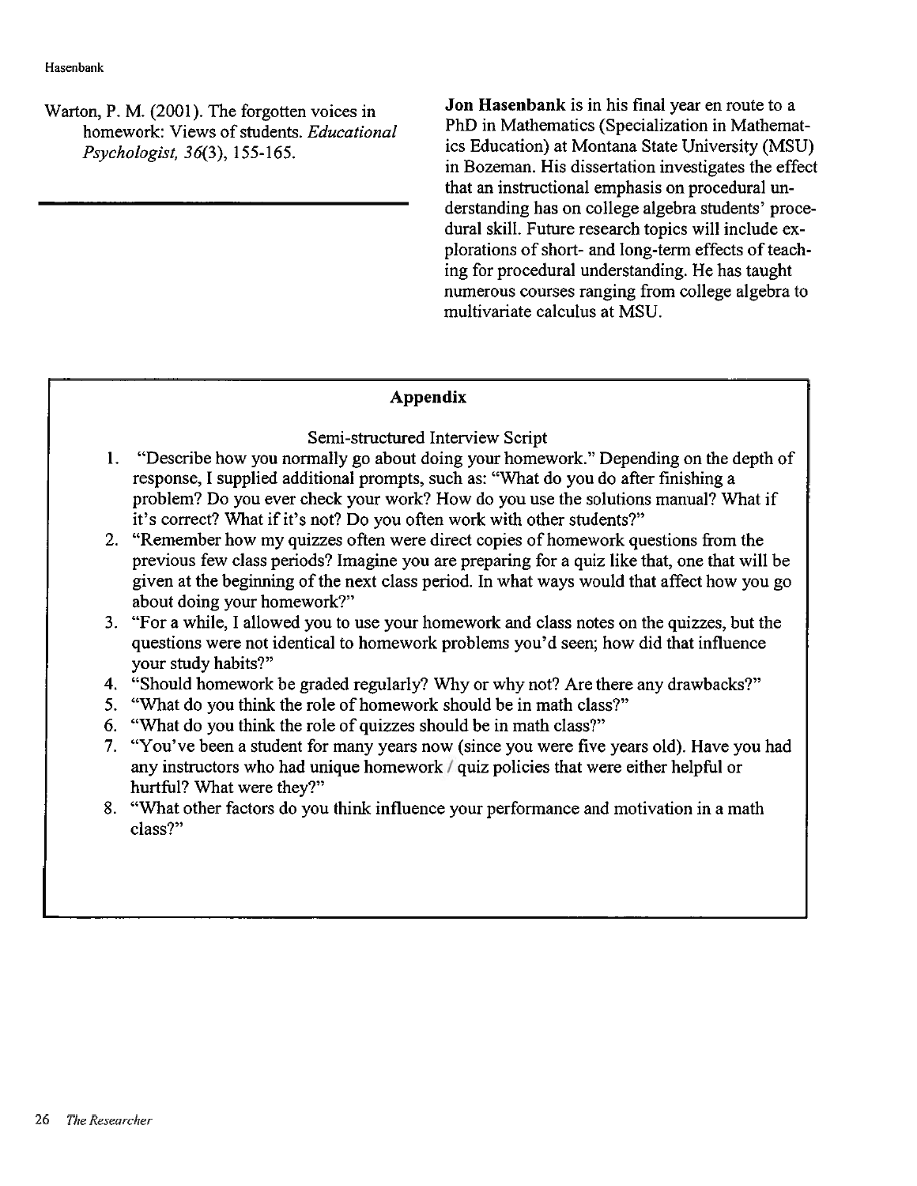Warton, P. M. (2001). The forgotten voices in homework: Views of students. *Educational Psychologist, 36*(3), 155-165.

**Jon Hasenbank** is in his final year en route to a PhD in Mathematics (Specialization in Mathematics Education) at Montana State University (MSU) in Bozeman. His dissertation investigates the effect that an instructional emphasis on procedural understanding has on college algebra students' procedural skill. Future research topics will include explorations of short- and long-term effects of teaching for procedural understanding. He has taught numerous courses ranging from college algebra to multivariate calculus at MSU.

## Appendix

Semi-structured Interview Script

1. "Describe how you normally go about doing your homework." Depending on the depth of response, I supplied additional prompts, such as: "What do you do after finishing a problem? Do you ever check your work? How do you use the solutions manual? What if it's correct? What if it's not? Do you often work with other students?"
2. "Remember how my quizzes often were direct copies of homework questions from the previous few class periods? Imagine you are preparing for a quiz like that, one that will be given at the beginning of the next class period. In what ways would that affect how you go about doing your homework?"
3. "For a while, I allowed you to use your homework and class notes on the quizzes, but the questions were not identical to homework problems you'd seen; how did that influence your study habits?"
4. "Should homework be graded regularly? Why or why not? Are there any drawbacks?"
5. "What do you think the role of homework should be in math class?"
6. "What do you think the role of quizzes should be in math class?"
7. "You've been a student for many years now (since you were five years old). Have you had any instructors who had unique homework / quiz policies that were either helpful or hurtful? What were they?"
8. "What other factors do you think influence your performance and motivation in a math class?"